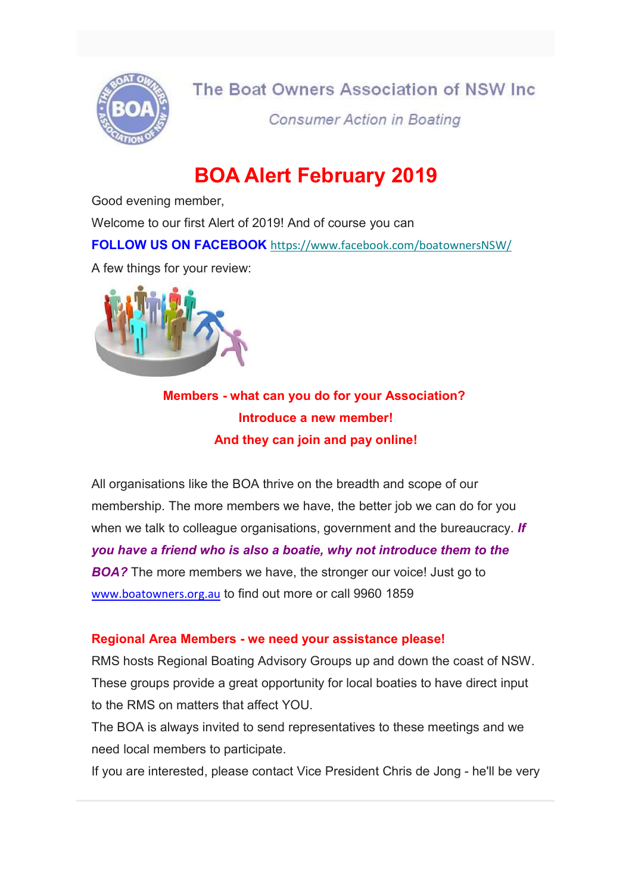The Boat Owners Association of NSW Inc

*Consumer Action in Boating*

# BOA Alert February 2019

Good evening member,

Welcome to our first Alert of 2019! And of course you can

**FOLLOW US ON FACEBOOK** https://www.facebook.com/boatownersNSW/

A few things for your review:

**Members - what can you do for your Association?**

**Introduce a new member!**

**And they can join and pay online!**

All organisations like the BOA thrive on the breadth and scope of our membership. The more members we have, the better job we can do for you when we talk to colleague organisations, government and the bureaucracy. ***If you have a friend who is also a boatie, why not introduce them to the BOA?*** The more members we have, the stronger our voice! Just go to www.boatowners.org.au to find out more or call 9960 1859

**Regional Area Members - we need your assistance please!**

RMS hosts Regional Boating Advisory Groups up and down the coast of NSW. These groups provide a great opportunity for local boaties to have direct input to the RMS on matters that affect YOU.

The BOA is always invited to send representatives to these meetings and we need local members to participate.

If you are interested, please contact Vice President Chris de Jong - he'll be very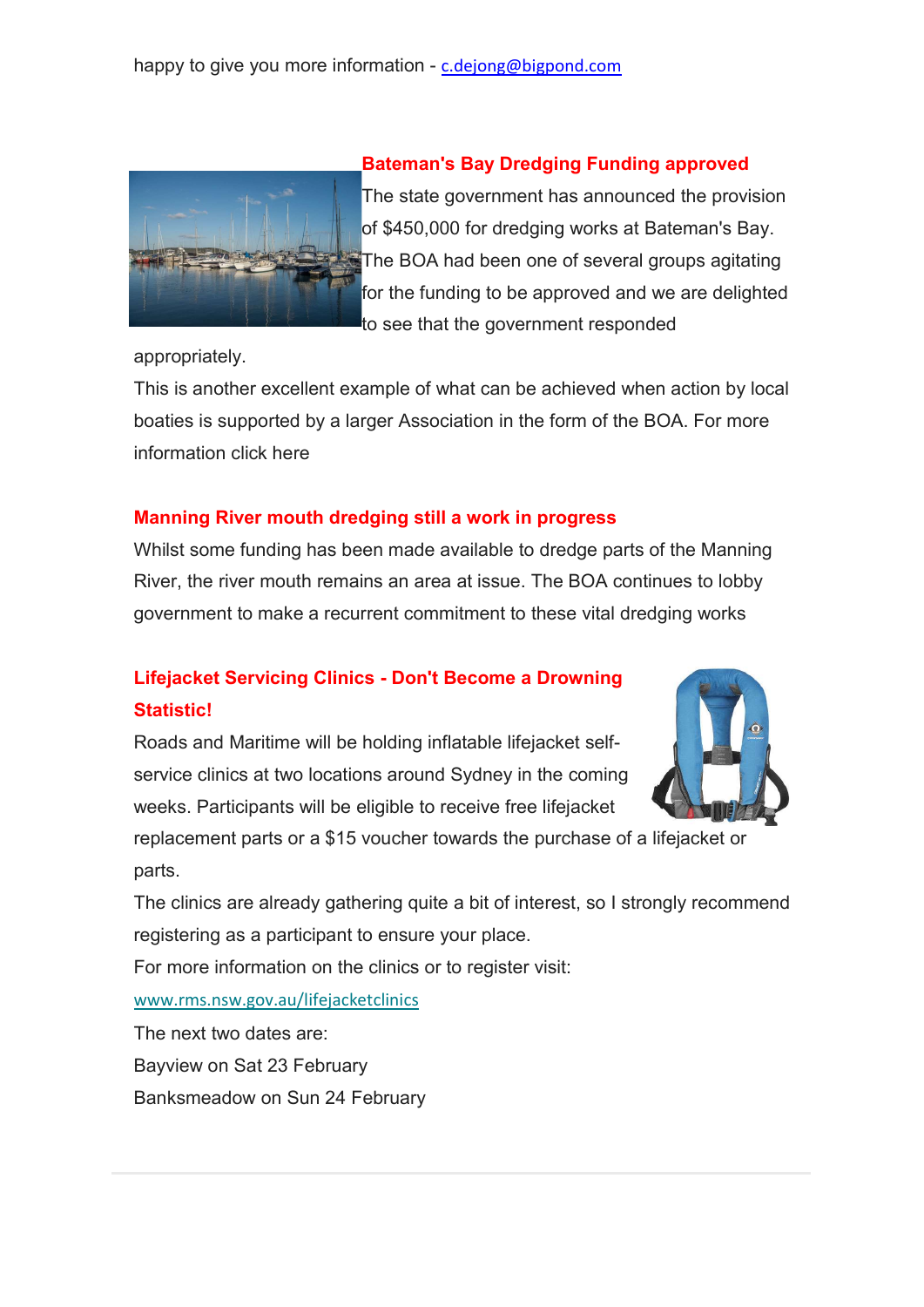happy to give you more information - [c.dejong@bigpond.com](mailto:c.dejong@bigpond.com)

## Bateman's Bay Dredging Funding approved

The state government has announced the provision of $450,000 for dredging works at Bateman's Bay. The BOA had been one of several groups agitating for the funding to be approved and we are delighted to see that the government responded appropriately.

This is another excellent example of what can be achieved when action by local boaties is supported by a larger Association in the form of the BOA. For more information click here

## Manning River mouth dredging still a work in progress

Whilst some funding has been made available to dredge parts of the Manning River, the river mouth remains an area at issue. The BOA continues to lobby government to make a recurrent commitment to these vital dredging works

## Lifejacket Servicing Clinics - Don't Become a Drowning Statistic!

Roads and Maritime will be holding inflatable lifejacket self-service clinics at two locations around Sydney in the coming weeks. Participants will be eligible to receive free lifejacket replacement parts or a $15 voucher towards the purchase of a lifejacket or parts.

The clinics are already gathering quite a bit of interest, so I strongly recommend registering as a participant to ensure your place.

For more information on the clinics or to register visit:

[www.rms.nsw.gov.au/lifejacketclinics](http://www.rms.nsw.gov.au/lifejacketclinics)

The next two dates are:

Bayview on Sat 23 February

Banksmeadow on Sun 24 February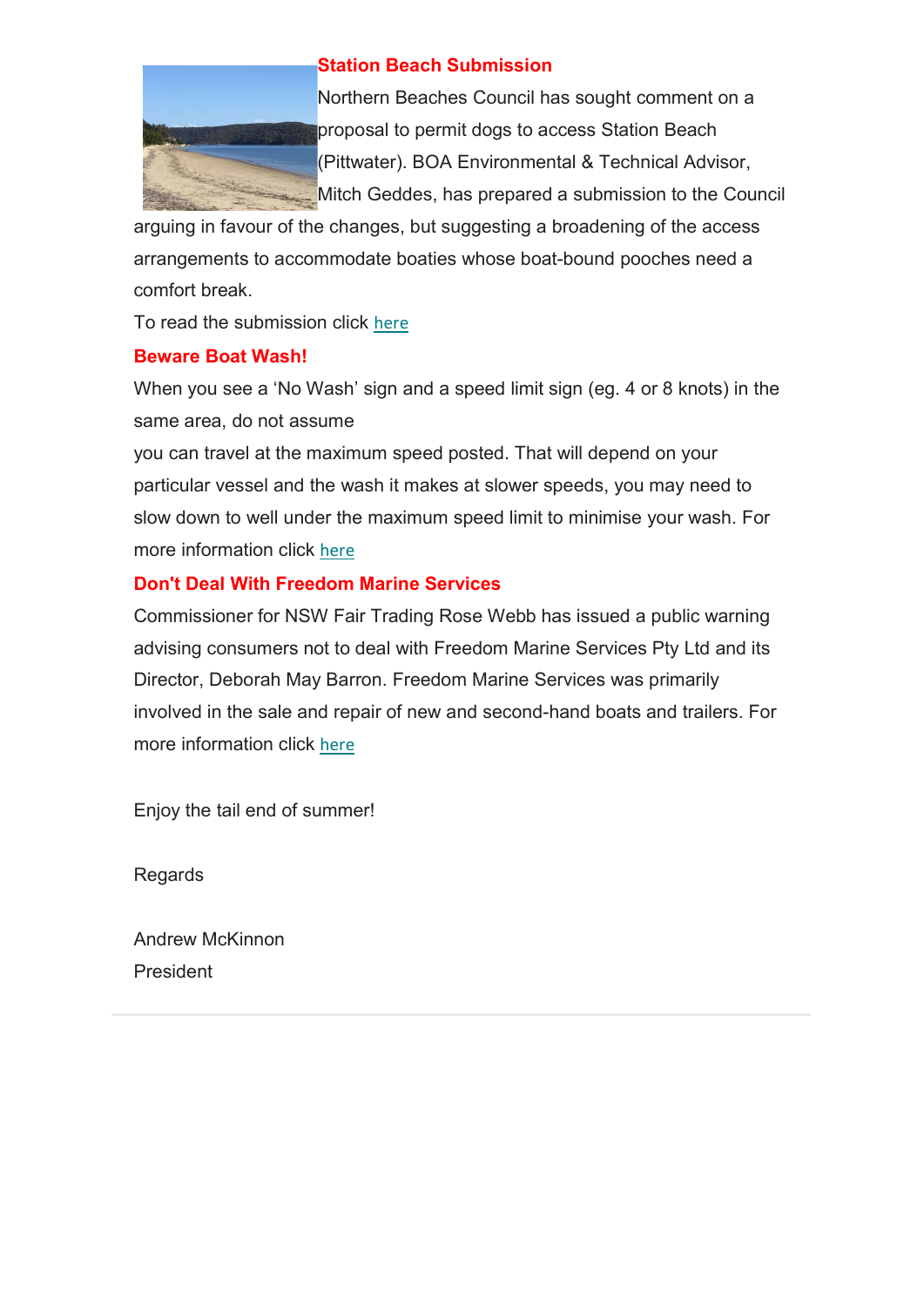### Station Beach Submission

Northern Beaches Council has sought comment on a proposal to permit dogs to access Station Beach (Pittwater). BOA Environmental & Technical Advisor, Mitch Geddes, has prepared a submission to the Council arguing in favour of the changes, but suggesting a broadening of the access arrangements to accommodate boaties whose boat-bound pooches need a comfort break.

To read the submission click here

### Beware Boat Wash!

When you see a 'No Wash' sign and a speed limit sign (eg. 4 or 8 knots) in the same area, do not assume
you can travel at the maximum speed posted. That will depend on your particular vessel and the wash it makes at slower speeds, you may need to slow down to well under the maximum speed limit to minimise your wash. For more information click here

### Don't Deal With Freedom Marine Services

Commissioner for NSW Fair Trading Rose Webb has issued a public warning advising consumers not to deal with Freedom Marine Services Pty Ltd and its Director, Deborah May Barron. Freedom Marine Services was primarily involved in the sale and repair of new and second-hand boats and trailers. For more information click here

Enjoy the tail end of summer!

Regards

Andrew McKinnon
President